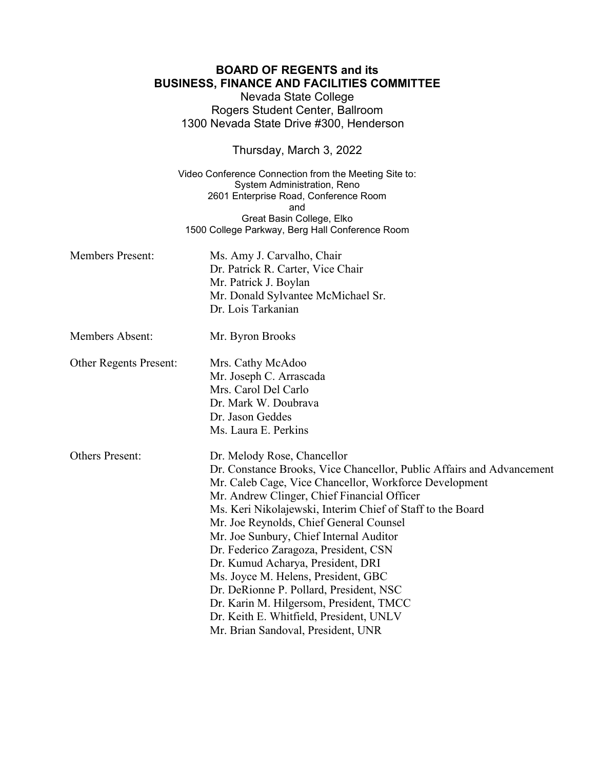**BOARD OF REGENTS and its**
**BUSINESS, FINANCE AND FACILITIES COMMITTEE**

Nevada State College
Rogers Student Center, Ballroom
1300 Nevada State Drive #300, Henderson

Thursday, March 3, 2022

Video Conference Connection from the Meeting Site to:
System Administration, Reno
2601 Enterprise Road, Conference Room
and
Great Basin College, Elko
1500 College Parkway, Berg Hall Conference Room

| | |
|---|---|
| Members Present: | Ms. Amy J. Carvalho, Chair<br>Dr. Patrick R. Carter, Vice Chair<br>Mr. Patrick J. Boylan<br>Mr. Donald Sylvantee McMichael Sr.<br>Dr. Lois Tarkanian |
| Members Absent: | Mr. Byron Brooks |
| Other Regents Present: | Mrs. Cathy McAdoo<br>Mr. Joseph C. Arrascada<br>Mrs. Carol Del Carlo<br>Dr. Mark W. Doubrava<br>Dr. Jason Geddes<br>Ms. Laura E. Perkins |
| Others Present: | Dr. Melody Rose, Chancellor<br>Dr. Constance Brooks, Vice Chancellor, Public Affairs and Advancement<br>Mr. Caleb Cage, Vice Chancellor, Workforce Development<br>Mr. Andrew Clinger, Chief Financial Officer<br>Ms. Keri Nikolajewski, Interim Chief of Staff to the Board<br>Mr. Joe Reynolds, Chief General Counsel<br>Mr. Joe Sunbury, Chief Internal Auditor<br>Dr. Federico Zaragoza, President, CSN<br>Dr. Kumud Acharya, President, DRI<br>Ms. Joyce M. Helens, President, GBC<br>Dr. DeRionne P. Pollard, President, NSC<br>Dr. Karin M. Hilgersom, President, TMCC<br>Dr. Keith E. Whitfield, President, UNLV<br>Mr. Brian Sandoval, President, UNR |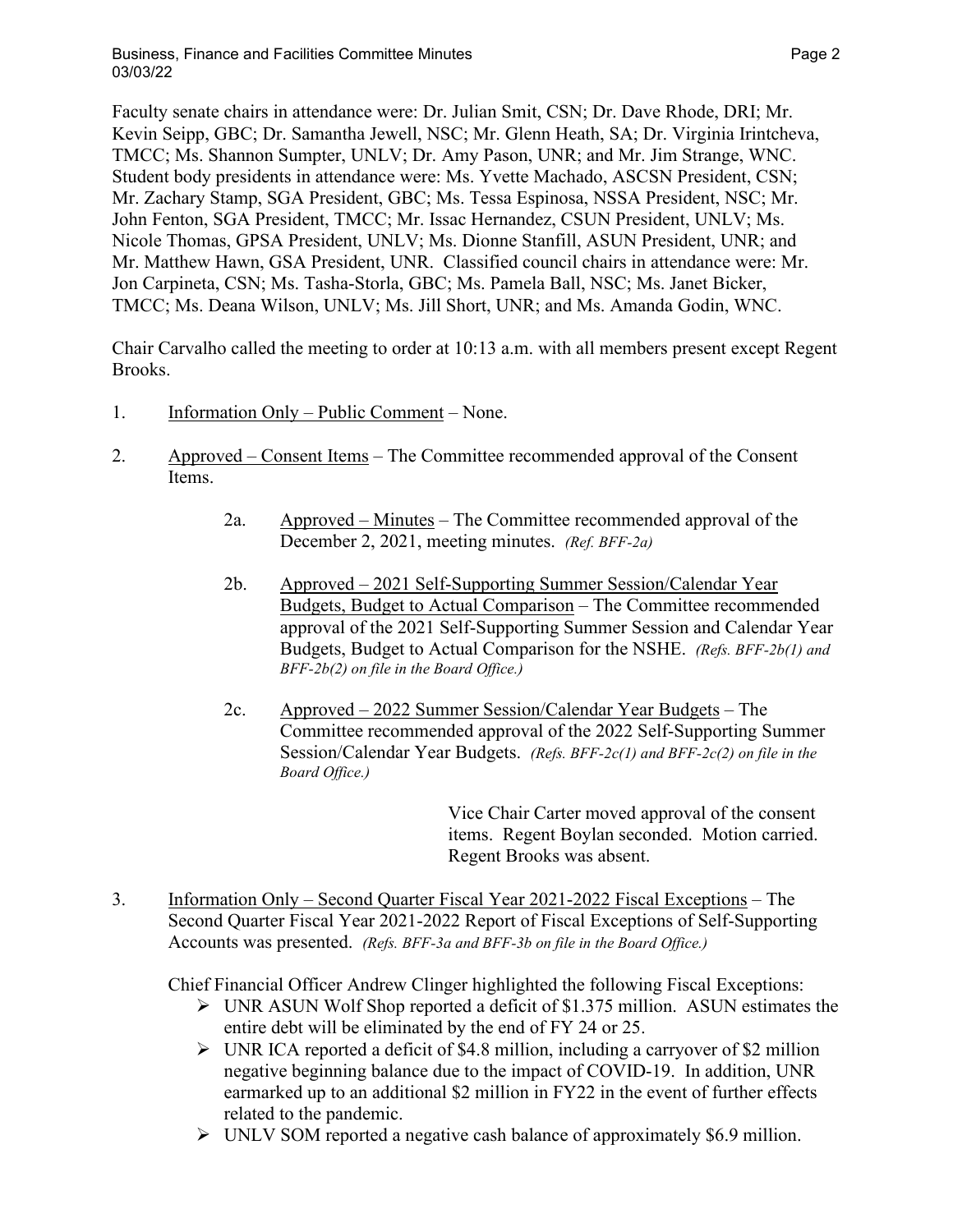Faculty senate chairs in attendance were: Dr. Julian Smit, CSN; Dr. Dave Rhode, DRI; Mr. Kevin Seipp, GBC; Dr. Samantha Jewell, NSC; Mr. Glenn Heath, SA; Dr. Virginia Irintcheva, TMCC; Ms. Shannon Sumpter, UNLV; Dr. Amy Pason, UNR; and Mr. Jim Strange, WNC. Student body presidents in attendance were: Ms. Yvette Machado, ASCSN President, CSN; Mr. Zachary Stamp, SGA President, GBC; Ms. Tessa Espinosa, NSSA President, NSC; Mr. John Fenton, SGA President, TMCC; Mr. Issac Hernandez, CSUN President, UNLV; Ms. Nicole Thomas, GPSA President, UNLV; Ms. Dionne Stanfill, ASUN President, UNR; and Mr. Matthew Hawn, GSA President, UNR. Classified council chairs in attendance were: Mr. Jon Carpineta, CSN; Ms. Tasha-Storla, GBC; Ms. Pamela Ball, NSC; Ms. Janet Bicker, TMCC; Ms. Deana Wilson, UNLV; Ms. Jill Short, UNR; and Ms. Amanda Godin, WNC.

Chair Carvalho called the meeting to order at 10:13 a.m. with all members present except Regent Brooks.

1. Information Only – Public Comment – None.

2. Approved – Consent Items – The Committee recommended approval of the Consent Items.

   2a. Approved – Minutes – The Committee recommended approval of the December 2, 2021, meeting minutes. *(Ref. BFF-2a)*

   2b. Approved – 2021 Self-Supporting Summer Session/Calendar Year Budgets, Budget to Actual Comparison – The Committee recommended approval of the 2021 Self-Supporting Summer Session and Calendar Year Budgets, Budget to Actual Comparison for the NSHE. *(Refs. BFF-2b(1) and BFF-2b(2) on file in the Board Office.)*

   2c. Approved – 2022 Summer Session/Calendar Year Budgets – The Committee recommended approval of the 2022 Self-Supporting Summer Session/Calendar Year Budgets. *(Refs. BFF-2c(1) and BFF-2c(2) on file in the Board Office.)*

   Vice Chair Carter moved approval of the consent items. Regent Boylan seconded. Motion carried. Regent Brooks was absent.

3. Information Only – Second Quarter Fiscal Year 2021-2022 Fiscal Exceptions – The Second Quarter Fiscal Year 2021-2022 Report of Fiscal Exceptions of Self-Supporting Accounts was presented. *(Refs. BFF-3a and BFF-3b on file in the Board Office.)*

   Chief Financial Officer Andrew Clinger highlighted the following Fiscal Exceptions:

   - UNR ASUN Wolf Shop reported a deficit of $1.375 million. ASUN estimates the entire debt will be eliminated by the end of FY 24 or 25.
   - UNR ICA reported a deficit of $4.8 million, including a carryover of $2 million negative beginning balance due to the impact of COVID-19. In addition, UNR earmarked up to an additional $2 million in FY22 in the event of further effects related to the pandemic.
   - UNLV SOM reported a negative cash balance of approximately $6.9 million.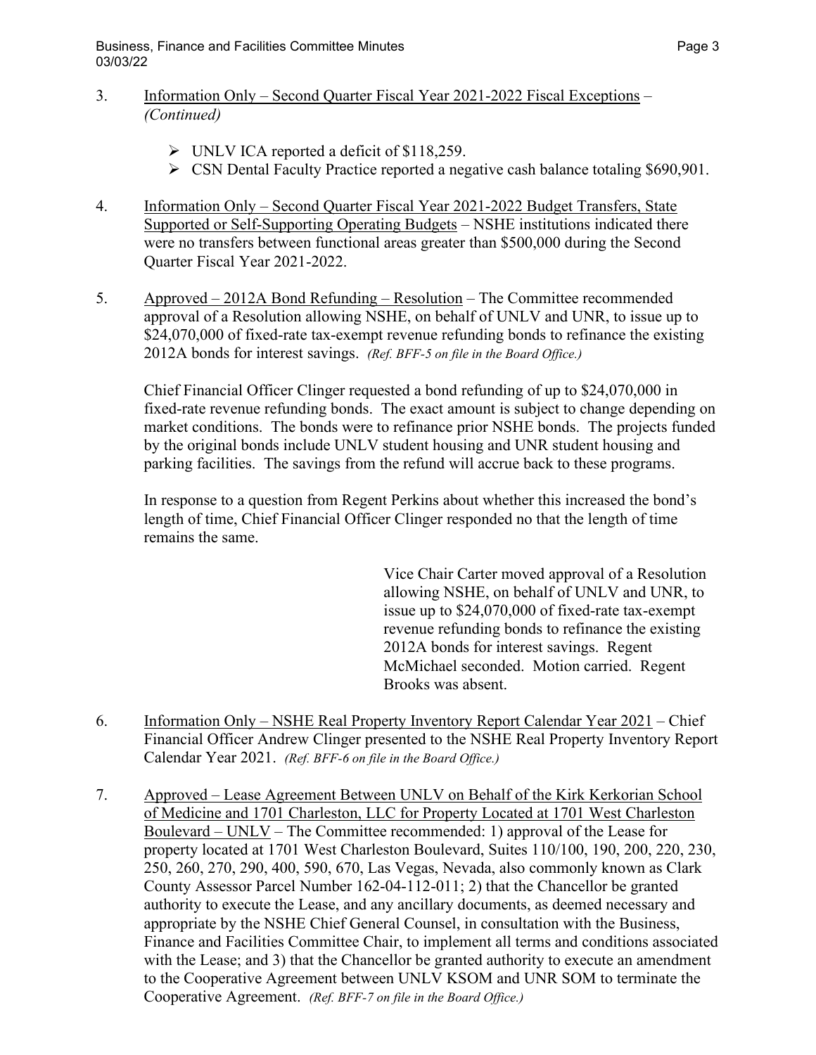3. Information Only – Second Quarter Fiscal Year 2021-2022 Fiscal Exceptions – *(Continued)*

   - UNLV ICA reported a deficit of $118,259.
   - CSN Dental Faculty Practice reported a negative cash balance totaling $690,901.

4. Information Only – Second Quarter Fiscal Year 2021-2022 Budget Transfers, State Supported or Self-Supporting Operating Budgets – NSHE institutions indicated there were no transfers between functional areas greater than $500,000 during the Second Quarter Fiscal Year 2021-2022.

5. Approved – 2012A Bond Refunding – Resolution – The Committee recommended approval of a Resolution allowing NSHE, on behalf of UNLV and UNR, to issue up to $24,070,000 of fixed-rate tax-exempt revenue refunding bonds to refinance the existing 2012A bonds for interest savings. *(Ref. BFF-5 on file in the Board Office.)*

   Chief Financial Officer Clinger requested a bond refunding of up to $24,070,000 in fixed-rate revenue refunding bonds. The exact amount is subject to change depending on market conditions. The bonds were to refinance prior NSHE bonds. The projects funded by the original bonds include UNLV student housing and UNR student housing and parking facilities. The savings from the refund will accrue back to these programs.

   In response to a question from Regent Perkins about whether this increased the bond's length of time, Chief Financial Officer Clinger responded no that the length of time remains the same.

   Vice Chair Carter moved approval of a Resolution allowing NSHE, on behalf of UNLV and UNR, to issue up to $24,070,000 of fixed-rate tax-exempt revenue refunding bonds to refinance the existing 2012A bonds for interest savings. Regent McMichael seconded. Motion carried. Regent Brooks was absent.

6. Information Only – NSHE Real Property Inventory Report Calendar Year 2021 – Chief Financial Officer Andrew Clinger presented to the NSHE Real Property Inventory Report Calendar Year 2021. *(Ref. BFF-6 on file in the Board Office.)*

7. Approved – Lease Agreement Between UNLV on Behalf of the Kirk Kerkorian School of Medicine and 1701 Charleston, LLC for Property Located at 1701 West Charleston Boulevard – UNLV – The Committee recommended: 1) approval of the Lease for property located at 1701 West Charleston Boulevard, Suites 110/100, 190, 200, 220, 230, 250, 260, 270, 290, 400, 590, 670, Las Vegas, Nevada, also commonly known as Clark County Assessor Parcel Number 162-04-112-011; 2) that the Chancellor be granted authority to execute the Lease, and any ancillary documents, as deemed necessary and appropriate by the NSHE Chief General Counsel, in consultation with the Business, Finance and Facilities Committee Chair, to implement all terms and conditions associated with the Lease; and 3) that the Chancellor be granted authority to execute an amendment to the Cooperative Agreement between UNLV KSOM and UNR SOM to terminate the Cooperative Agreement. *(Ref. BFF-7 on file in the Board Office.)*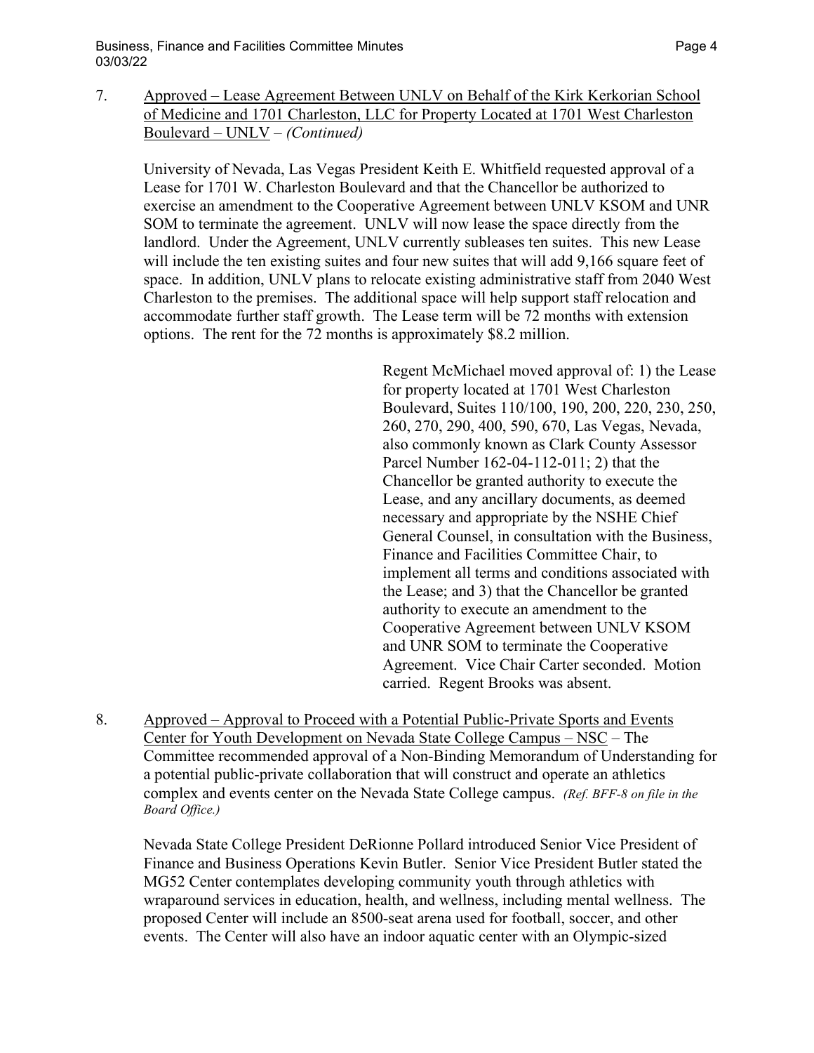7. Approved – Lease Agreement Between UNLV on Behalf of the Kirk Kerkorian School of Medicine and 1701 Charleston, LLC for Property Located at 1701 West Charleston Boulevard – UNLV – *(Continued)*

   University of Nevada, Las Vegas President Keith E. Whitfield requested approval of a Lease for 1701 W. Charleston Boulevard and that the Chancellor be authorized to exercise an amendment to the Cooperative Agreement between UNLV KSOM and UNR SOM to terminate the agreement. UNLV will now lease the space directly from the landlord. Under the Agreement, UNLV currently subleases ten suites. This new Lease will include the ten existing suites and four new suites that will add 9,166 square feet of space. In addition, UNLV plans to relocate existing administrative staff from 2040 West Charleston to the premises. The additional space will help support staff relocation and accommodate further staff growth. The Lease term will be 72 months with extension options. The rent for the 72 months is approximately $8.2 million.

   Regent McMichael moved approval of: 1) the Lease for property located at 1701 West Charleston Boulevard, Suites 110/100, 190, 200, 220, 230, 250, 260, 270, 290, 400, 590, 670, Las Vegas, Nevada, also commonly known as Clark County Assessor Parcel Number 162-04-112-011; 2) that the Chancellor be granted authority to execute the Lease, and any ancillary documents, as deemed necessary and appropriate by the NSHE Chief General Counsel, in consultation with the Business, Finance and Facilities Committee Chair, to implement all terms and conditions associated with the Lease; and 3) that the Chancellor be granted authority to execute an amendment to the Cooperative Agreement between UNLV KSOM and UNR SOM to terminate the Cooperative Agreement. Vice Chair Carter seconded. Motion carried. Regent Brooks was absent.

8. Approved – Approval to Proceed with a Potential Public-Private Sports and Events Center for Youth Development on Nevada State College Campus – NSC – The Committee recommended approval of a Non-Binding Memorandum of Understanding for a potential public-private collaboration that will construct and operate an athletics complex and events center on the Nevada State College campus. *(Ref. BFF-8 on file in the Board Office.)*

   Nevada State College President DeRionne Pollard introduced Senior Vice President of Finance and Business Operations Kevin Butler. Senior Vice President Butler stated the MG52 Center contemplates developing community youth through athletics with wraparound services in education, health, and wellness, including mental wellness. The proposed Center will include an 8500-seat arena used for football, soccer, and other events. The Center will also have an indoor aquatic center with an Olympic-sized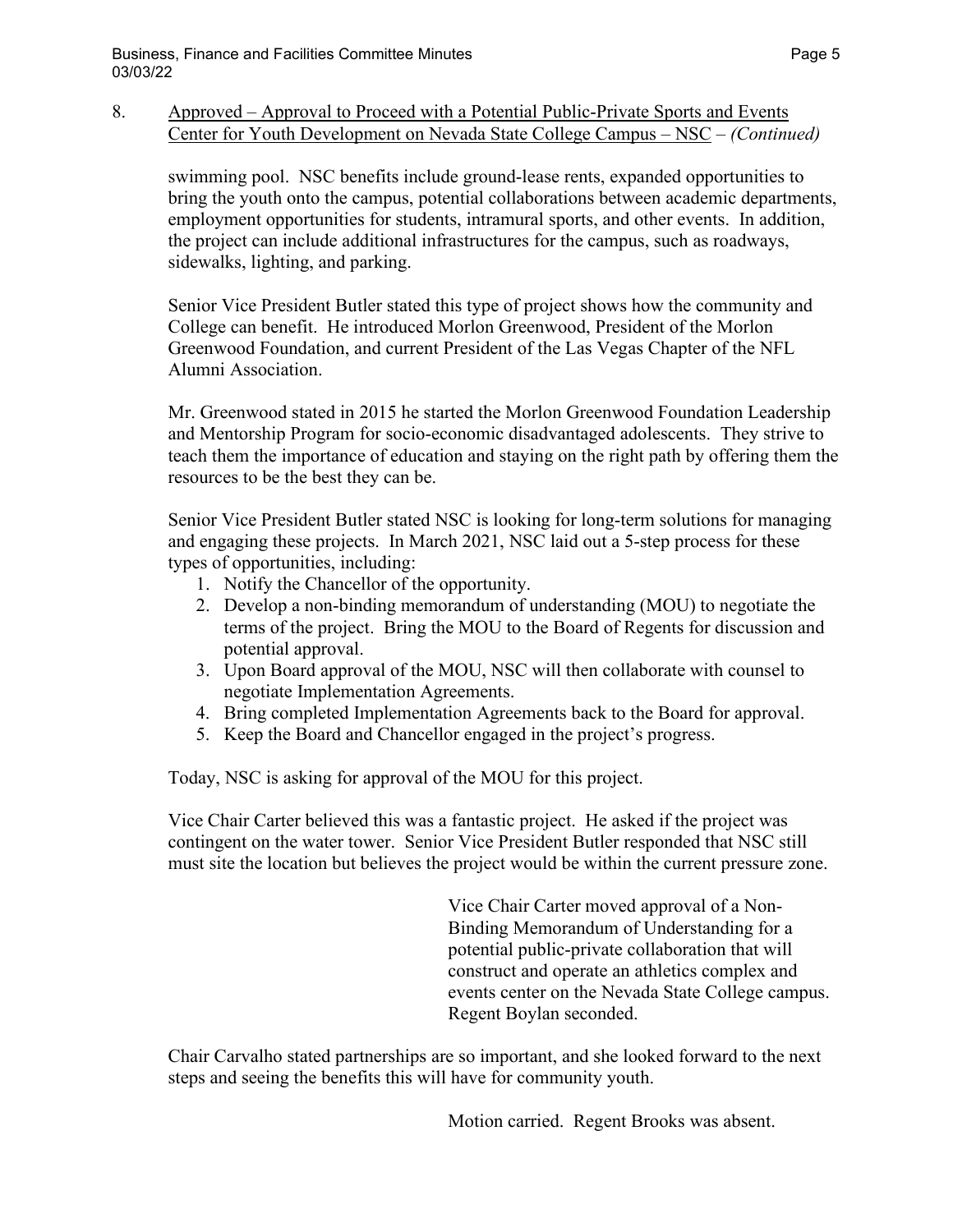8. Approved – Approval to Proceed with a Potential Public-Private Sports and Events Center for Youth Development on Nevada State College Campus – NSC – *(Continued)*

swimming pool. NSC benefits include ground-lease rents, expanded opportunities to bring the youth onto the campus, potential collaborations between academic departments, employment opportunities for students, intramural sports, and other events. In addition, the project can include additional infrastructures for the campus, such as roadways, sidewalks, lighting, and parking.

Senior Vice President Butler stated this type of project shows how the community and College can benefit. He introduced Morlon Greenwood, President of the Morlon Greenwood Foundation, and current President of the Las Vegas Chapter of the NFL Alumni Association.

Mr. Greenwood stated in 2015 he started the Morlon Greenwood Foundation Leadership and Mentorship Program for socio-economic disadvantaged adolescents. They strive to teach them the importance of education and staying on the right path by offering them the resources to be the best they can be.

Senior Vice President Butler stated NSC is looking for long-term solutions for managing and engaging these projects. In March 2021, NSC laid out a 5-step process for these types of opportunities, including:

1. Notify the Chancellor of the opportunity.
2. Develop a non-binding memorandum of understanding (MOU) to negotiate the terms of the project. Bring the MOU to the Board of Regents for discussion and potential approval.
3. Upon Board approval of the MOU, NSC will then collaborate with counsel to negotiate Implementation Agreements.
4. Bring completed Implementation Agreements back to the Board for approval.
5. Keep the Board and Chancellor engaged in the project's progress.

Today, NSC is asking for approval of the MOU for this project.

Vice Chair Carter believed this was a fantastic project. He asked if the project was contingent on the water tower. Senior Vice President Butler responded that NSC still must site the location but believes the project would be within the current pressure zone.

> Vice Chair Carter moved approval of a Non-Binding Memorandum of Understanding for a potential public-private collaboration that will construct and operate an athletics complex and events center on the Nevada State College campus. Regent Boylan seconded.

Chair Carvalho stated partnerships are so important, and she looked forward to the next steps and seeing the benefits this will have for community youth.

> Motion carried. Regent Brooks was absent.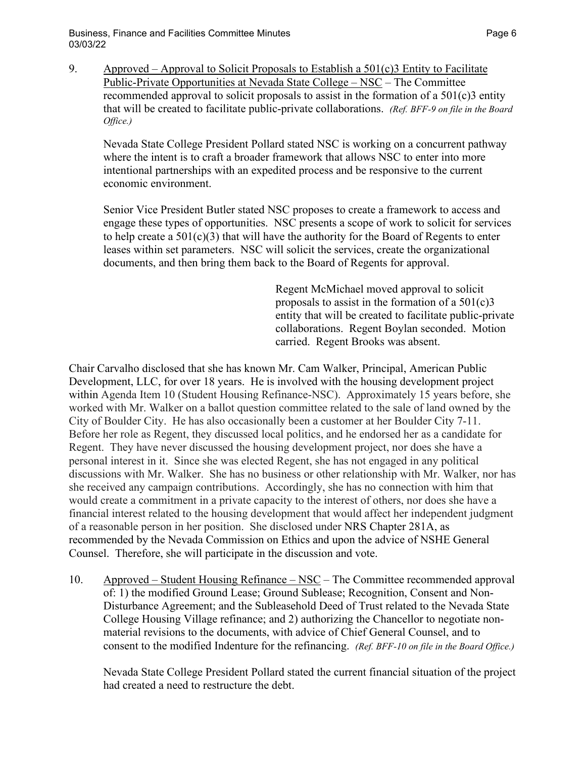9. Approved – Approval to Solicit Proposals to Establish a 501(c)3 Entity to Facilitate Public-Private Opportunities at Nevada State College – NSC – The Committee recommended approval to solicit proposals to assist in the formation of a 501(c)3 entity that will be created to facilitate public-private collaborations. *(Ref. BFF-9 on file in the Board Office.)*

   Nevada State College President Pollard stated NSC is working on a concurrent pathway where the intent is to craft a broader framework that allows NSC to enter into more intentional partnerships with an expedited process and be responsive to the current economic environment.

   Senior Vice President Butler stated NSC proposes to create a framework to access and engage these types of opportunities. NSC presents a scope of work to solicit for services to help create a 501(c)(3) that will have the authority for the Board of Regents to enter leases within set parameters. NSC will solicit the services, create the organizational documents, and then bring them back to the Board of Regents for approval.

   > Regent McMichael moved approval to solicit proposals to assist in the formation of a 501(c)3 entity that will be created to facilitate public-private collaborations. Regent Boylan seconded. Motion carried. Regent Brooks was absent.

Chair Carvalho disclosed that she has known Mr. Cam Walker, Principal, American Public Development, LLC, for over 18 years. He is involved with the housing development project within Agenda Item 10 (Student Housing Refinance-NSC). Approximately 15 years before, she worked with Mr. Walker on a ballot question committee related to the sale of land owned by the City of Boulder City. He has also occasionally been a customer at her Boulder City 7-11. Before her role as Regent, they discussed local politics, and he endorsed her as a candidate for Regent. They have never discussed the housing development project, nor does she have a personal interest in it. Since she was elected Regent, she has not engaged in any political discussions with Mr. Walker. She has no business or other relationship with Mr. Walker, nor has she received any campaign contributions. Accordingly, she has no connection with him that would create a commitment in a private capacity to the interest of others, nor does she have a financial interest related to the housing development that would affect her independent judgment of a reasonable person in her position. She disclosed under NRS Chapter 281A, as recommended by the Nevada Commission on Ethics and upon the advice of NSHE General Counsel. Therefore, she will participate in the discussion and vote.

10. Approved – Student Housing Refinance – NSC – The Committee recommended approval of: 1) the modified Ground Lease; Ground Sublease; Recognition, Consent and Non-Disturbance Agreement; and the Subleasehold Deed of Trust related to the Nevada State College Housing Village refinance; and 2) authorizing the Chancellor to negotiate non-material revisions to the documents, with advice of Chief General Counsel, and to consent to the modified Indenture for the refinancing. *(Ref. BFF-10 on file in the Board Office.)*

    Nevada State College President Pollard stated the current financial situation of the project had created a need to restructure the debt.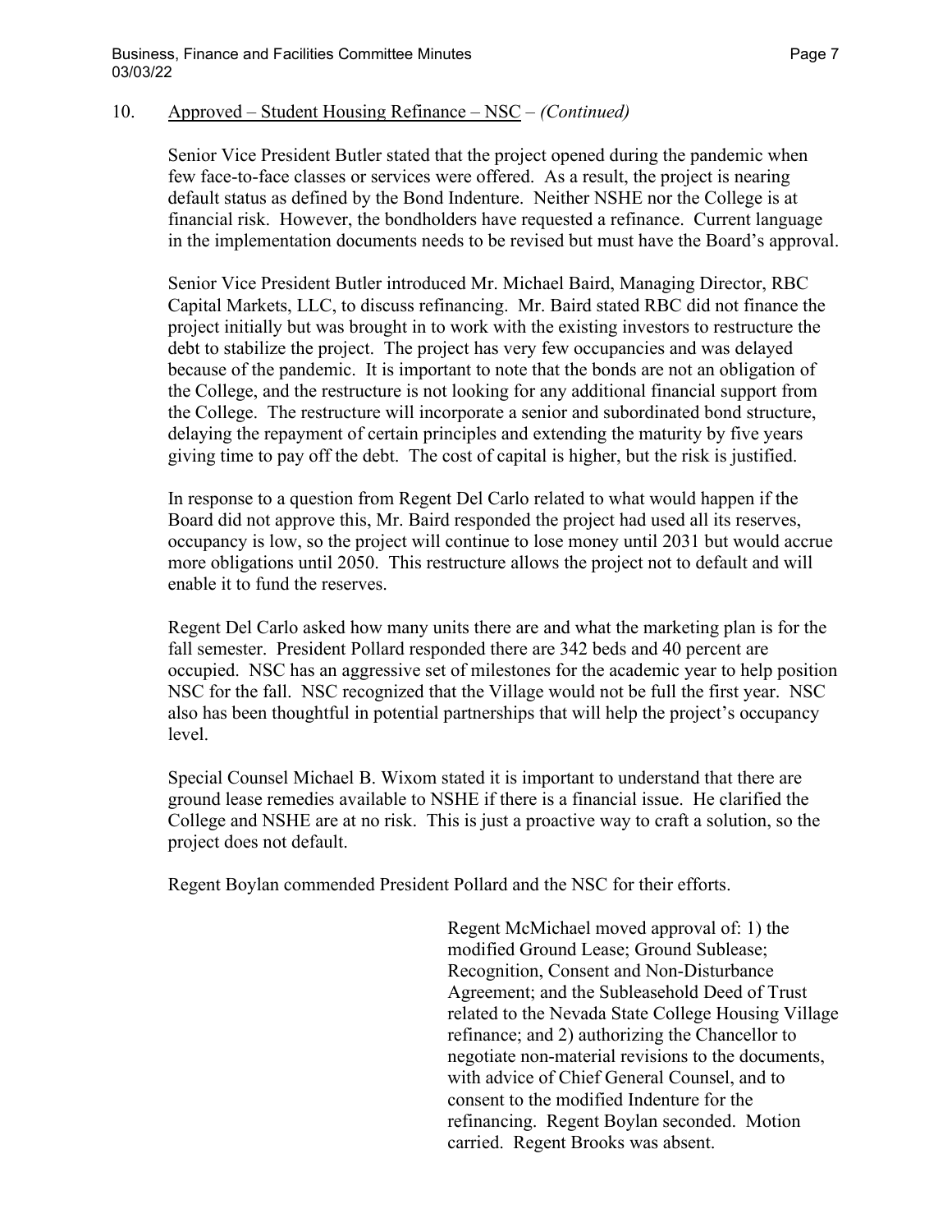10. Approved – Student Housing Refinance – NSC – *(Continued)*

Senior Vice President Butler stated that the project opened during the pandemic when few face-to-face classes or services were offered. As a result, the project is nearing default status as defined by the Bond Indenture. Neither NSHE nor the College is at financial risk. However, the bondholders have requested a refinance. Current language in the implementation documents needs to be revised but must have the Board's approval.

Senior Vice President Butler introduced Mr. Michael Baird, Managing Director, RBC Capital Markets, LLC, to discuss refinancing. Mr. Baird stated RBC did not finance the project initially but was brought in to work with the existing investors to restructure the debt to stabilize the project. The project has very few occupancies and was delayed because of the pandemic. It is important to note that the bonds are not an obligation of the College, and the restructure is not looking for any additional financial support from the College. The restructure will incorporate a senior and subordinated bond structure, delaying the repayment of certain principles and extending the maturity by five years giving time to pay off the debt. The cost of capital is higher, but the risk is justified.

In response to a question from Regent Del Carlo related to what would happen if the Board did not approve this, Mr. Baird responded the project had used all its reserves, occupancy is low, so the project will continue to lose money until 2031 but would accrue more obligations until 2050. This restructure allows the project not to default and will enable it to fund the reserves.

Regent Del Carlo asked how many units there are and what the marketing plan is for the fall semester. President Pollard responded there are 342 beds and 40 percent are occupied. NSC has an aggressive set of milestones for the academic year to help position NSC for the fall. NSC recognized that the Village would not be full the first year. NSC also has been thoughtful in potential partnerships that will help the project's occupancy level.

Special Counsel Michael B. Wixom stated it is important to understand that there are ground lease remedies available to NSHE if there is a financial issue. He clarified the College and NSHE are at no risk. This is just a proactive way to craft a solution, so the project does not default.

Regent Boylan commended President Pollard and the NSC for their efforts.

Regent McMichael moved approval of: 1) the modified Ground Lease; Ground Sublease; Recognition, Consent and Non-Disturbance Agreement; and the Subleasehold Deed of Trust related to the Nevada State College Housing Village refinance; and 2) authorizing the Chancellor to negotiate non-material revisions to the documents, with advice of Chief General Counsel, and to consent to the modified Indenture for the refinancing. Regent Boylan seconded. Motion carried. Regent Brooks was absent.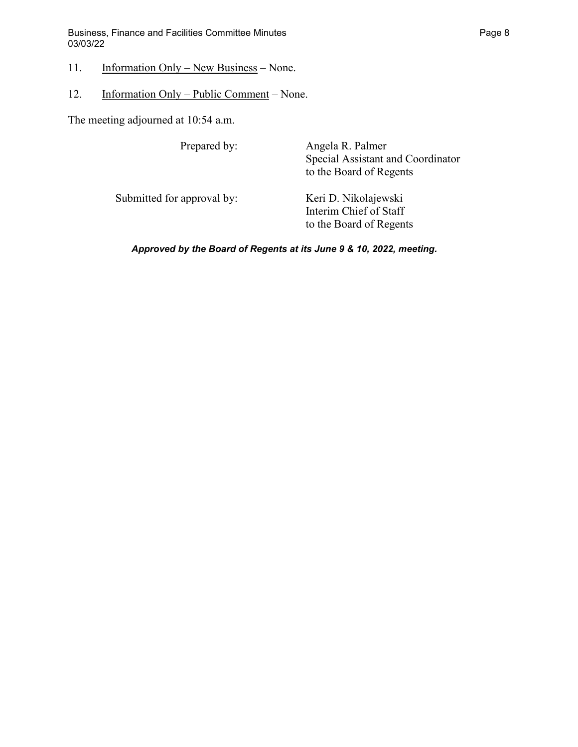11. Information Only – New Business – None.

12. Information Only – Public Comment – None.

The meeting adjourned at 10:54 a.m.

| | |
|---|---|
| Prepared by: | Angela R. Palmer<br>Special Assistant and Coordinator<br>to the Board of Regents |
| Submitted for approval by: | Keri D. Nikolajewski<br>Interim Chief of Staff<br>to the Board of Regents |

***Approved by the Board of Regents at its June 9 & 10, 2022, meeting.***